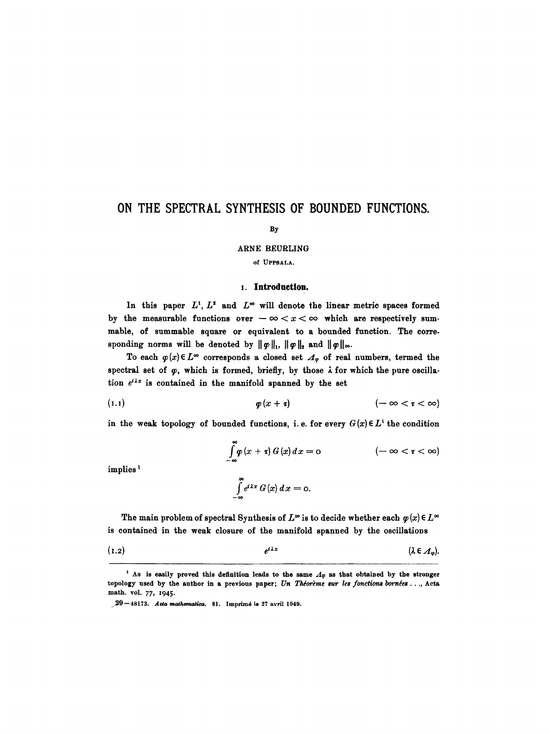# ON THE SPECTRAL SYNTHESIS OF BOUNDED FUNCTIONS.

By

ARNE BEURLING

of UPPSALA.

## 1. Introduction.

In this paper $L^1$, $L^2$ and $L^\infty$ will denote the linear metric spaces formed by the measurable functions over $-\infty < x < \infty$ which are respectively summable, of summable square or equivalent to a bounded function. The corresponding norms will be denoted by $\|\varphi\|_1$, $\|\varphi\|_2$ and $\|\varphi\|_\infty$.

To each $\varphi(x) \in L^\infty$ corresponds a closed set $\Lambda_\varphi$ of real numbers, termed the spectral set of $\varphi$, which is formed, briefly, by those $\lambda$ for which the pure oscillation $e^{i\lambda x}$ is contained in the manifold spanned by the set

$$\varphi(x + \tau) \qquad (-\infty < \tau < \infty) \tag{1.1}$$

in the weak topology of bounded functions, i. e. for every $G(x) \in L^1$ the condition

$$\int_{-\infty}^{\infty} \varphi(x + \tau)\, G(x)\, dx = 0 \qquad (-\infty < \tau < \infty)$$

implies [1]

$$\int_{-\infty}^{\infty} e^{i\lambda x}\, G(x)\, dx = 0.$$

The main problem of spectral Synthesis of $L^\infty$ is to decide whether each $\varphi(x) \in L^\infty$ is contained in the weak closure of the manifold spanned by the oscillations

$$e^{i\lambda x} \qquad (\lambda \in \Lambda_\varphi). \tag{1.2}$$

---

[1] As is easily proved this definition leads to the same $\Lambda_\varphi$ as that obtained by the stronger topology used by the author in a previous paper; *Un Théorème sur les fonctions bornées* . . ., Acta math. vol. 77, 1945.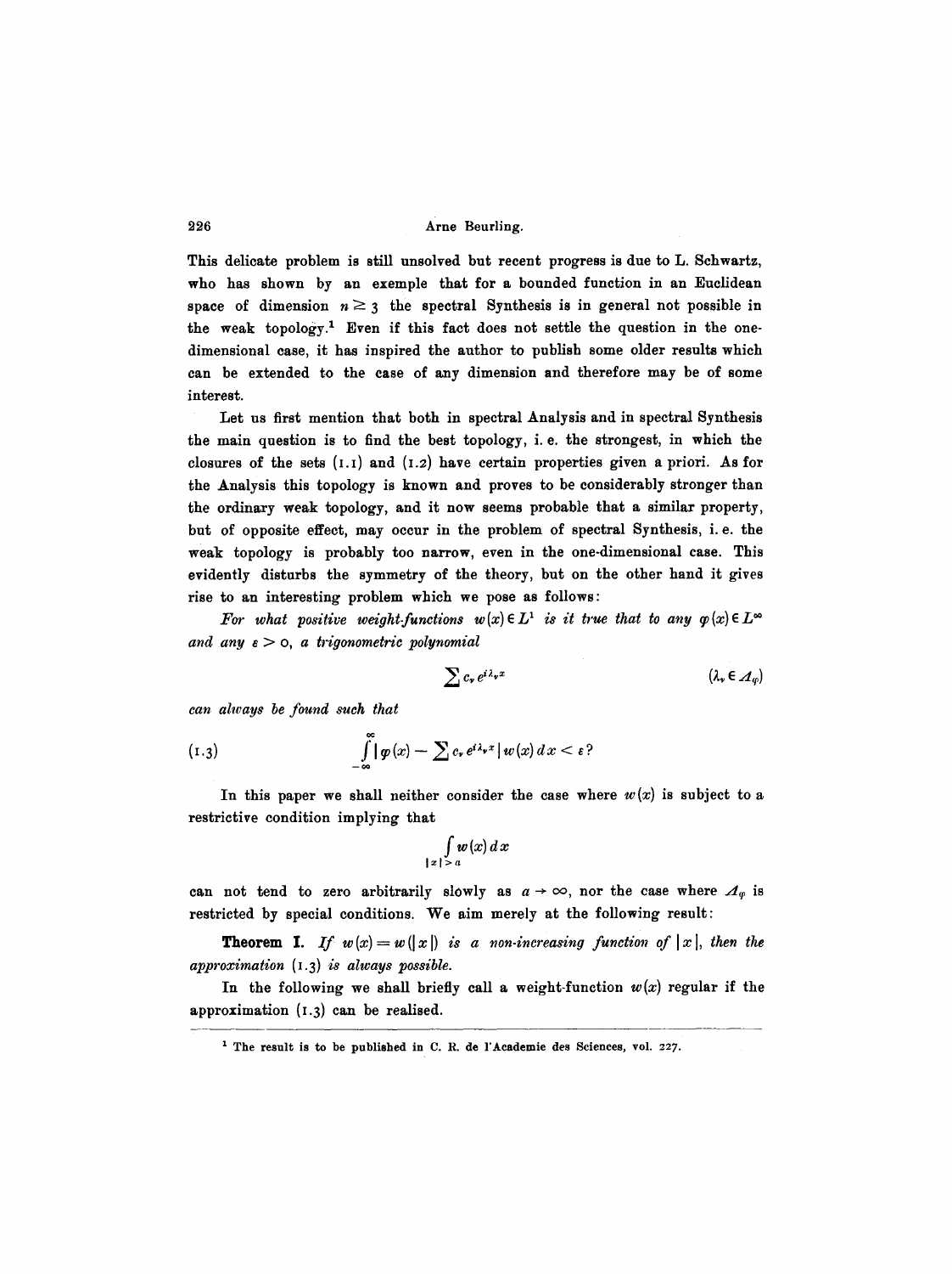This delicate problem is still unsolved but recent progress is due to L. Schwartz, who has shown by an exemple that for a bounded function in an Euclidean space of dimension $n \geq 3$ the spectral Synthesis is in general not possible in the weak topology.[1] Even if this fact does not settle the question in the one-dimensional case, it has inspired the author to publish some older results which can be extended to the case of any dimension and therefore may be of some interest.

Let us first mention that both in spectral Analysis and in spectral Synthesis the main question is to find the best topology, i. e. the strongest, in which the closures of the sets (1.1) and (1.2) have certain properties given a priori. As for the Analysis this topology is known and proves to be considerably stronger than the ordinary weak topology, and it now seems probable that a similar property, but of opposite effect, may occur in the problem of spectral Synthesis, i. e. the weak topology is probably too narrow, even in the one-dimensional case. This evidently disturbs the symmetry of the theory, but on the other hand it gives rise to an interesting problem which we pose as follows:

*For what positive weight-functions $w(x) \in L^1$ is it true that to any $\varphi(x) \in L^\infty$ and any $\varepsilon > 0$, a trigonometric polynomial*

$$\sum c_\nu e^{i\lambda_\nu x} \qquad (\lambda_\nu \in \Lambda_\varphi)$$

*can always be found such that*

$$\int_{-\infty}^{\infty} |\varphi(x) - \sum c_\nu e^{i\lambda_\nu x}| \, w(x) \, dx < \varepsilon? \tag{1.3}$$

In this paper we shall neither consider the case where $w(x)$ is subject to a restrictive condition implying that

$$\int_{|x|>a} w(x) \, dx$$

can not tend to zero arbitrarily slowly as $a \to \infty$, nor the case where $\Lambda_\varphi$ is restricted by special conditions. We aim merely at the following result:

**Theorem I.** *If $w(x) = w(|x|)$ is a non-increasing function of $|x|$, then the approximation (1.3) is always possible.*

In the following we shall briefly call a weight-function $w(x)$ regular if the approximation (1.3) can be realised.

---

[1] The result is to be published in C. R. de l'Academie des Sciences, vol. 227.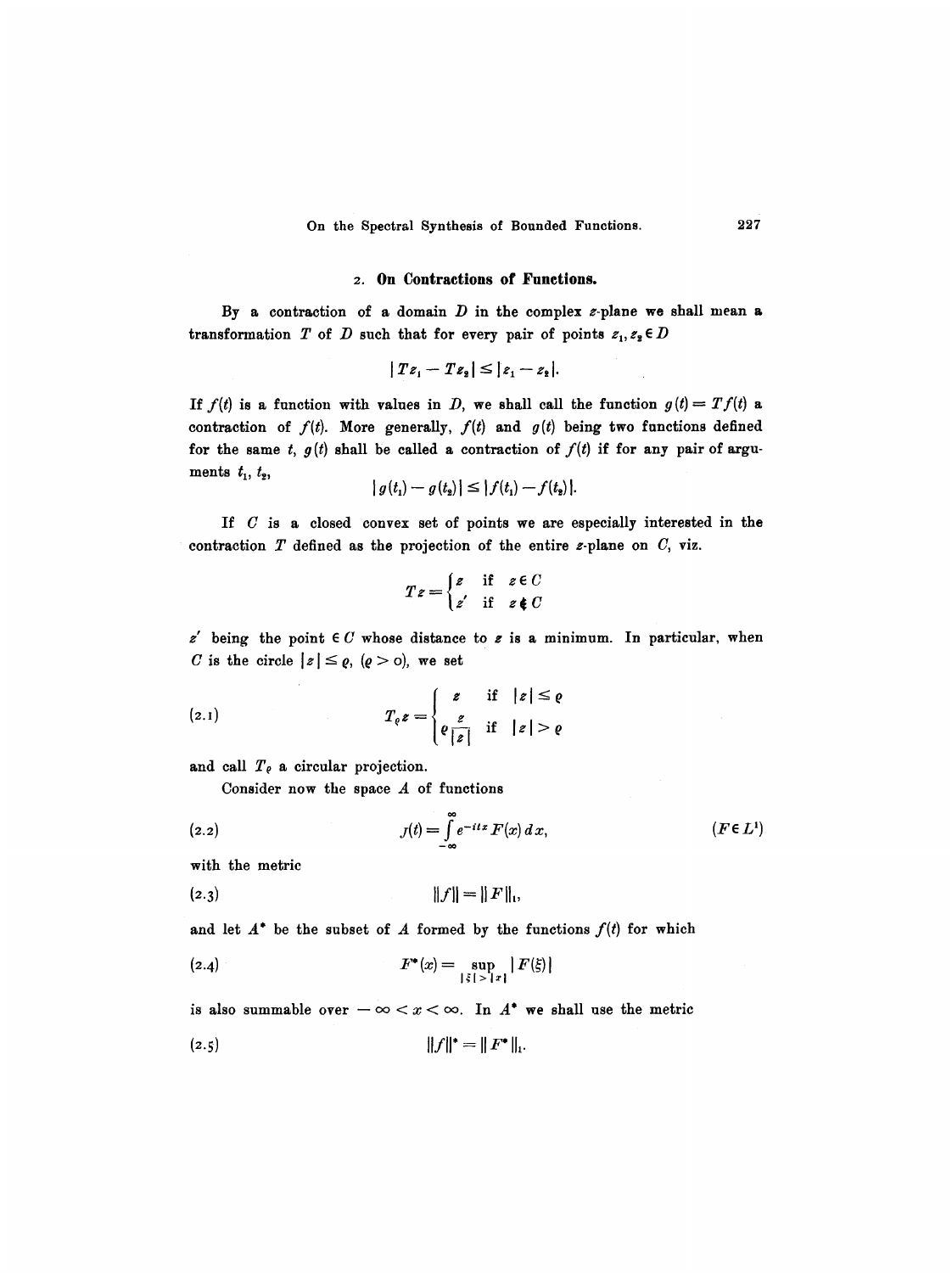## 2. On Contractions of Functions.

By a contraction of a domain $D$ in the complex $z$-plane we shall mean a transformation $T$ of $D$ such that for every pair of points $z_1, z_2 \in D$

$$|Tz_1 - Tz_2| \leq |z_1 - z_2|.$$

If $f(t)$ is a function with values in $D$, we shall call the function $g(t) = Tf(t)$ a contraction of $f(t)$. More generally, $f(t)$ and $g(t)$ being two functions defined for the same $t$, $g(t)$ shall be called a contraction of $f(t)$ if for any pair of arguments $t_1, t_2$,

$$|g(t_1) - g(t_2)| \leq |f(t_1) - f(t_2)|.$$

If $C$ is a closed convex set of points we are especially interested in the contraction $T$ defined as the projection of the entire $z$-plane on $C$, viz.

$$Tz = \begin{cases} z & \text{if} \quad z \in C \\ z' & \text{if} \quad z \notin C \end{cases}$$

$z'$ being the point $\in C$ whose distance to $z$ is a minimum. In particular, when $C$ is the circle $|z| \leq \varrho$, $(\varrho > 0)$, we set

$$T_\varrho z = \begin{cases} z & \text{if} \quad |z| \leq \varrho \\ \varrho \dfrac{z}{|z|} & \text{if} \quad |z| > \varrho \end{cases} \tag{2.1}$$

and call $T_\varrho$ a circular projection.

Consider now the space $A$ of functions

$$f(t) = \int_{-\infty}^{\infty} e^{-itx} F(x)\, dx, \qquad (F \in L^1) \tag{2.2}$$

with the metric

$$\|f\| = \|F\|_1, \tag{2.3}$$

and let $A^*$ be the subset of $A$ formed by the functions $f(t)$ for which

$$F^*(x) = \sup_{|\xi| > |x|} |F(\xi)| \tag{2.4}$$

is also summable over $-\infty < x < \infty$. In $A^*$ we shall use the metric

$$\|f\|^* = \|F^*\|_1. \tag{2.5}$$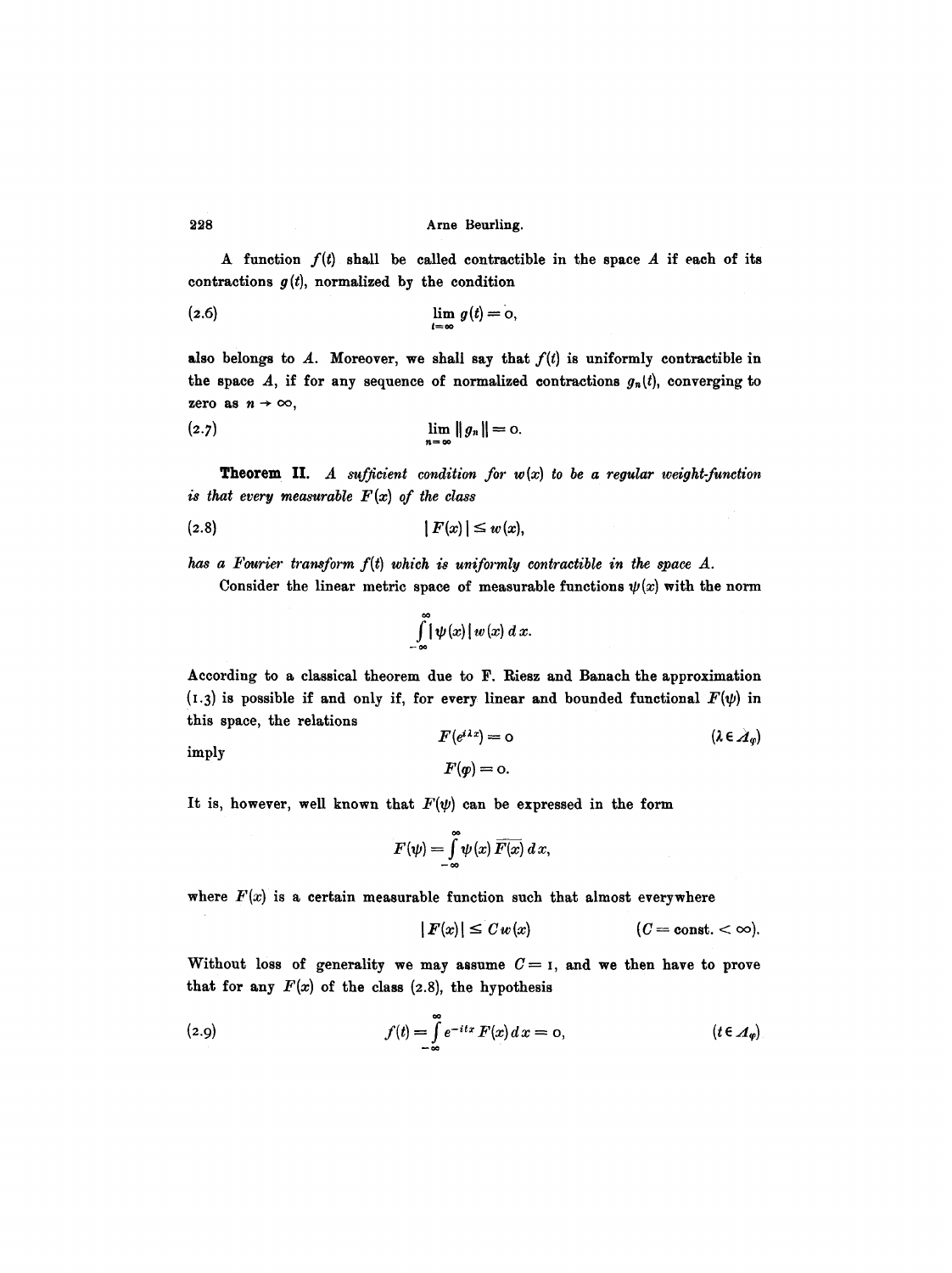A function $f(t)$ shall be called contractible in the space $A$ if each of its contractions $g(t)$, normalized by the condition

$$\lim_{t=\infty} g(t) = 0, \tag{2.6}$$

also belongs to $A$. Moreover, we shall say that $f(t)$ is uniformly contractible in the space $A$, if for any sequence of normalized contractions $g_n(t)$, converging to zero as $n \to \infty$,

$$\lim_{n=\infty} \| g_n \| = 0. \tag{2.7}$$

**Theorem II.** *A sufficient condition for $w(x)$ to be a regular weight-function is that every measurable $F(x)$ of the class*

$$| F(x) | \leq w(x), \tag{2.8}$$

*has a Fourier transform $f(t)$ which is uniformly contractible in the space $A$.*

Consider the linear metric space of measurable functions $\psi(x)$ with the norm

$$\int_{-\infty}^{\infty} | \psi(x) | \, w(x) \, dx.$$

According to a classical theorem due to F. Riesz and Banach the approximation (1.3) is possible if and only if, for every linear and bounded functional $F(\psi)$ in this space, the relations

$$F(e^{i\lambda x}) = 0 \qquad (\lambda \in \Lambda_\varphi)$$

imply

$$F(\varphi) = 0.$$

It is, however, well known that $F(\psi)$ can be expressed in the form

$$F(\psi) = \int_{-\infty}^{\infty} \psi(x) \overline{F(x)} \, dx,$$

where $F(x)$ is a certain measurable function such that almost everywhere

$$| F(x) | \leq C w(x) \qquad (C = \text{const.} < \infty).$$

Without loss of generality we may assume $C = 1$, and we then have to prove that for any $F(x)$ of the class (2.8), the hypothesis

$$f(t) = \int_{-\infty}^{\infty} e^{-itx} F(x) \, dx = 0, \qquad (t \in \Lambda_\varphi) \tag{2.9}$$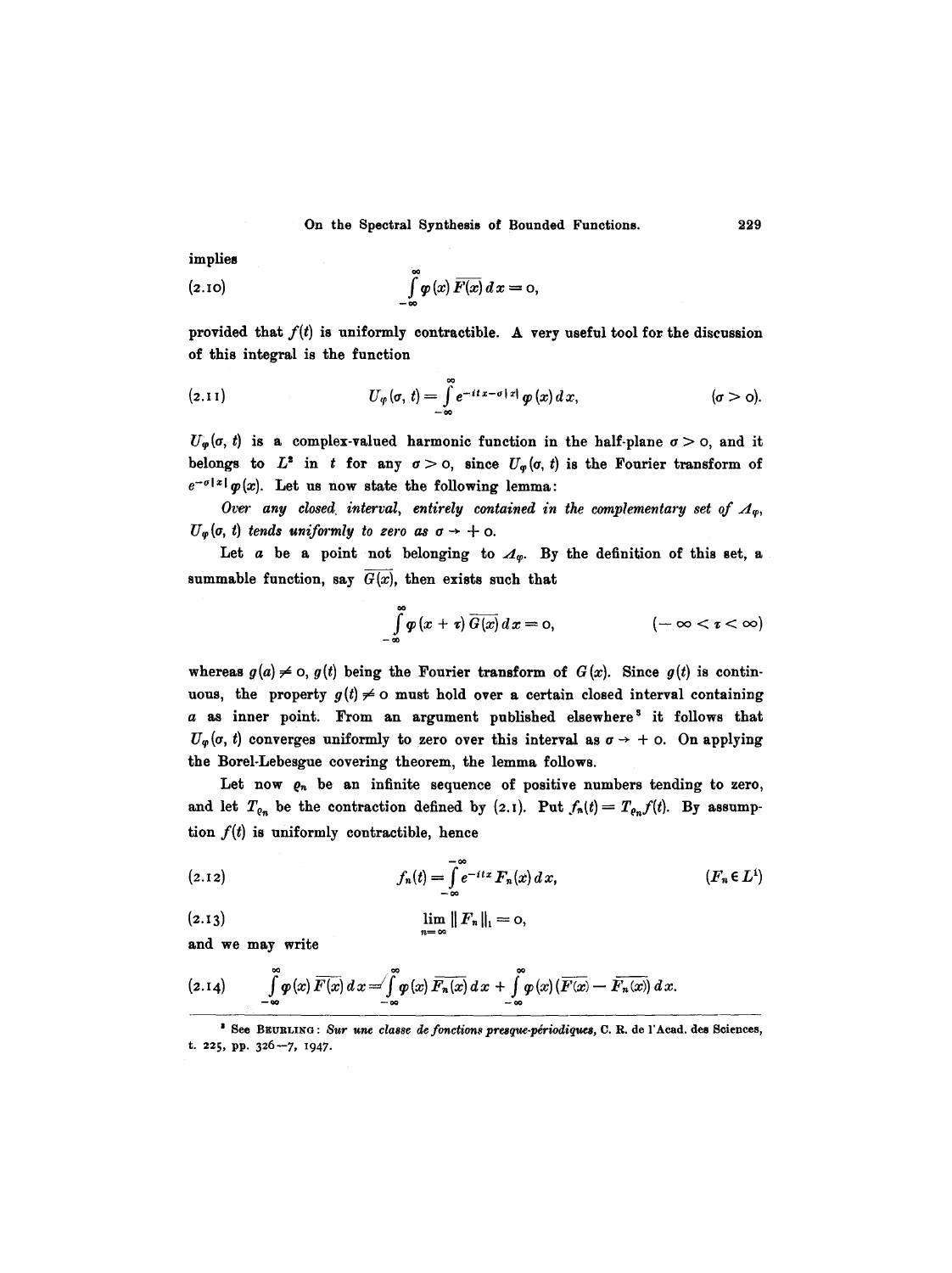implies

$$\int_{-\infty}^{\infty} \varphi(x)\,\overline{F(x)}\,dx = 0, \tag{2.10}$$

provided that $f(t)$ is uniformly contractible. A very useful tool for the discussion of this integral is the function

$$U_\varphi(\sigma, t) = \int_{-\infty}^{\infty} e^{-itx-\sigma|x|}\,\varphi(x)\,dx, \qquad (\sigma > 0). \tag{2.11}$$

$U_\varphi(\sigma, t)$ is a complex-valued harmonic function in the half-plane $\sigma > 0$, and it belongs to $L^2$ in $t$ for any $\sigma > 0$, since $U_\varphi(\sigma, t)$ is the Fourier transform of $e^{-\sigma|x|}\varphi(x)$. Let us now state the following lemma:

*Over any closed interval, entirely contained in the complementary set of $\Lambda_\varphi$, $U_\varphi(\sigma, t)$ tends uniformly to zero as $\sigma \to +0$.*

Let $a$ be a point not belonging to $\Lambda_\varphi$. By the definition of this set, a summable function, say $\overline{G(x)}$, then exists such that

$$\int_{-\infty}^{\infty} \varphi(x+\tau)\,\overline{G(x)}\,dx = 0, \qquad (-\infty < \tau < \infty)$$

whereas $g(a) \neq 0$, $g(t)$ being the Fourier transform of $G(x)$. Since $g(t)$ is continuous, the property $g(t) \neq 0$ must hold over a certain closed interval containing $a$ as inner point. From an argument published elsewhere[3] it follows that $U_\varphi(\sigma, t)$ converges uniformly to zero over this interval as $\sigma \to +0$. On applying the Borel-Lebesgue covering theorem, the lemma follows.

Let now $\varrho_n$ be an infinite sequence of positive numbers tending to zero, and let $T_{\varrho_n}$ be the contraction defined by (2.1). Put $f_n(t) = T_{\varrho_n} f(t)$. By assumption $f(t)$ is uniformly contractible, hence

$$f_n(t) = \int_{-\infty}^{-\infty} e^{-itx}\,F_n(x)\,dx, \qquad (F_n \in L^1) \tag{2.12}$$

$$\lim_{n=\infty} \| F_n \|_1 = 0, \tag{2.13}$$

and we may write

$$\int_{-\infty}^{\infty} \varphi(x)\,\overline{F(x)}\,dx = \int_{-\infty}^{\infty} \varphi(x)\,\overline{F_n(x)}\,dx + \int_{-\infty}^{\infty} \varphi(x)\,(\overline{F(x)} - \overline{F_n(x)})\,dx. \tag{2.14}$$

---

[3] See Beurling: *Sur une classe de fonctions presque-périodiques*, C. R. de l'Acad. des Sciences, t. 225, pp. 326—7, 1947.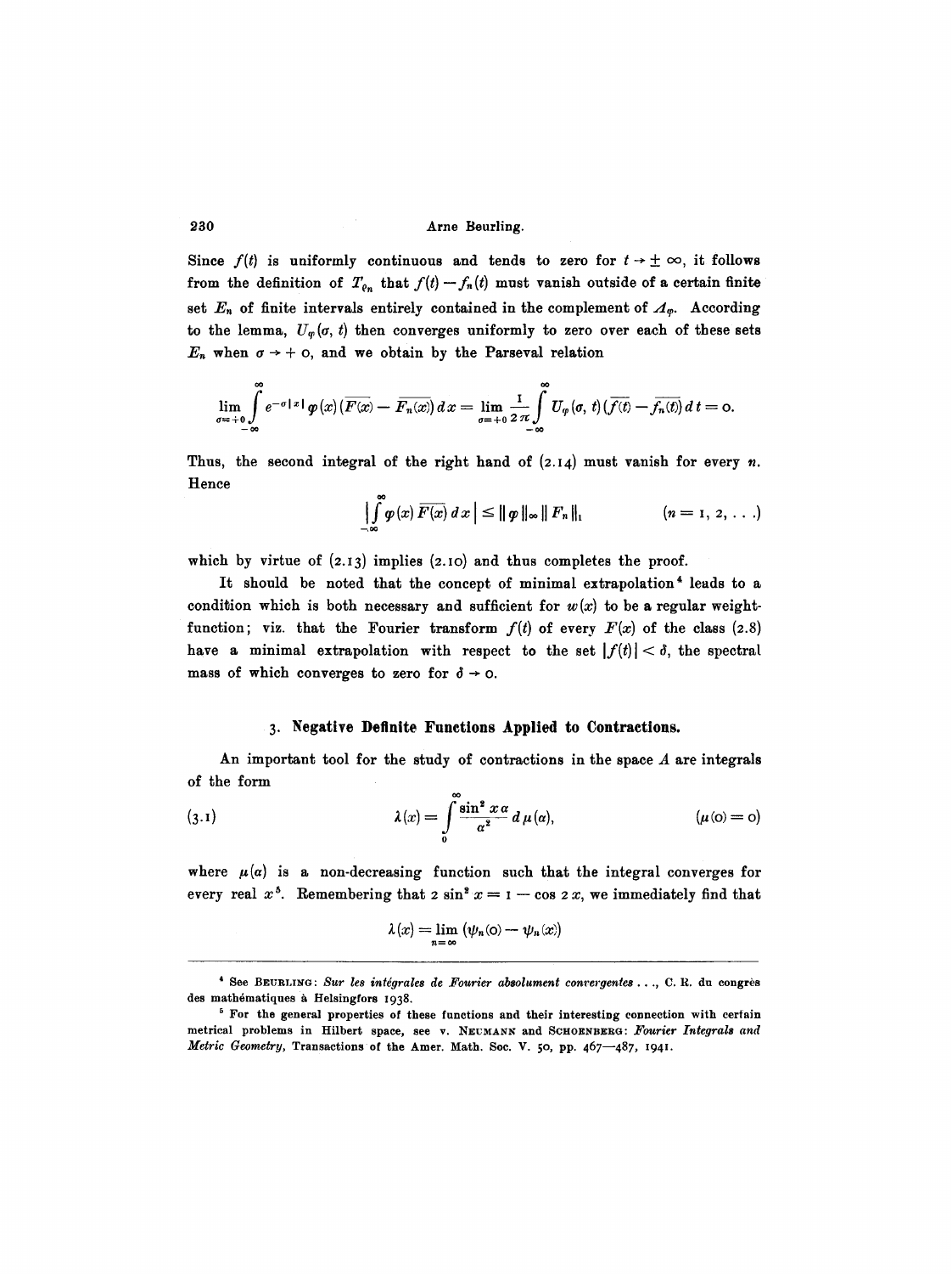Since $f(t)$ is uniformly continuous and tends to zero for $t \to \pm \infty$, it follows from the definition of $T_{\varrho_n}$ that $f(t) - f_n(t)$ must vanish outside of a certain finite set $E_n$ of finite intervals entirely contained in the complement of $\Delta_\varphi$. According to the lemma, $U_\varphi(\sigma, t)$ then converges uniformly to zero over each of these sets $E_n$ when $\sigma \to +0$, and we obtain by the Parseval relation

$$\lim_{\sigma=+0} \int_{-\infty}^{\infty} e^{-\sigma|x|} \varphi(x) (\overline{F(x)} - \overline{F_n(x)})\, dx = \lim_{\sigma=+0} \frac{1}{2\pi} \int_{-\infty}^{\infty} U_\varphi(\sigma, t) (\overline{f(t)} - \overline{f_n(t)})\, dt = 0.$$

Thus, the second integral of the right hand of (2.14) must vanish for every $n$. Hence

$$\left| \int_{-\infty}^{\infty} \varphi(x) \overline{F(x)}\, dx \right| \leq \| \varphi \|_\infty \| F_n \|_1 \qquad (n = 1, 2, \ldots)$$

which by virtue of (2.13) implies (2.10) and thus completes the proof.

It should be noted that the concept of minimal extrapolation[4] leads to a condition which is both necessary and sufficient for $w(x)$ to be a regular weight-function; viz. that the Fourier transform $f(t)$ of every $F(x)$ of the class (2.8) have a minimal extrapolation with respect to the set $|f(t)| < \delta$, the spectral mass of which converges to zero for $\delta \to 0$.

## 3. Negative Definite Functions Applied to Contractions.

An important tool for the study of contractions in the space $A$ are integrals of the form

$$(3.1) \qquad \lambda(x) = \int_0^\infty \frac{\sin^2 x\alpha}{\alpha^2}\, d\mu(\alpha), \qquad (\mu(0) = 0)$$

where $\mu(\alpha)$ is a non-decreasing function such that the integral converges for every real $x$[5]. Remembering that $2 \sin^2 x = 1 - \cos 2x$, we immediately find that

$$\lambda(x) = \lim_{n=\infty} (\psi_n(0) - \psi_n(x))$$

---

[4] See BEURLING: *Sur les intégrales de Fourier absolument convergentes* ..., C. R. du congrès des mathématiques à Helsingfors 1938.

[5] For the general properties of these functions and their interesting connection with certain metrical problems in Hilbert space, see v. NEUMANN and SCHOENBERG: *Fourier Integrals and Metric Geometry*, Transactions of the Amer. Math. Soc. V. 50, pp. 467—487, 1941.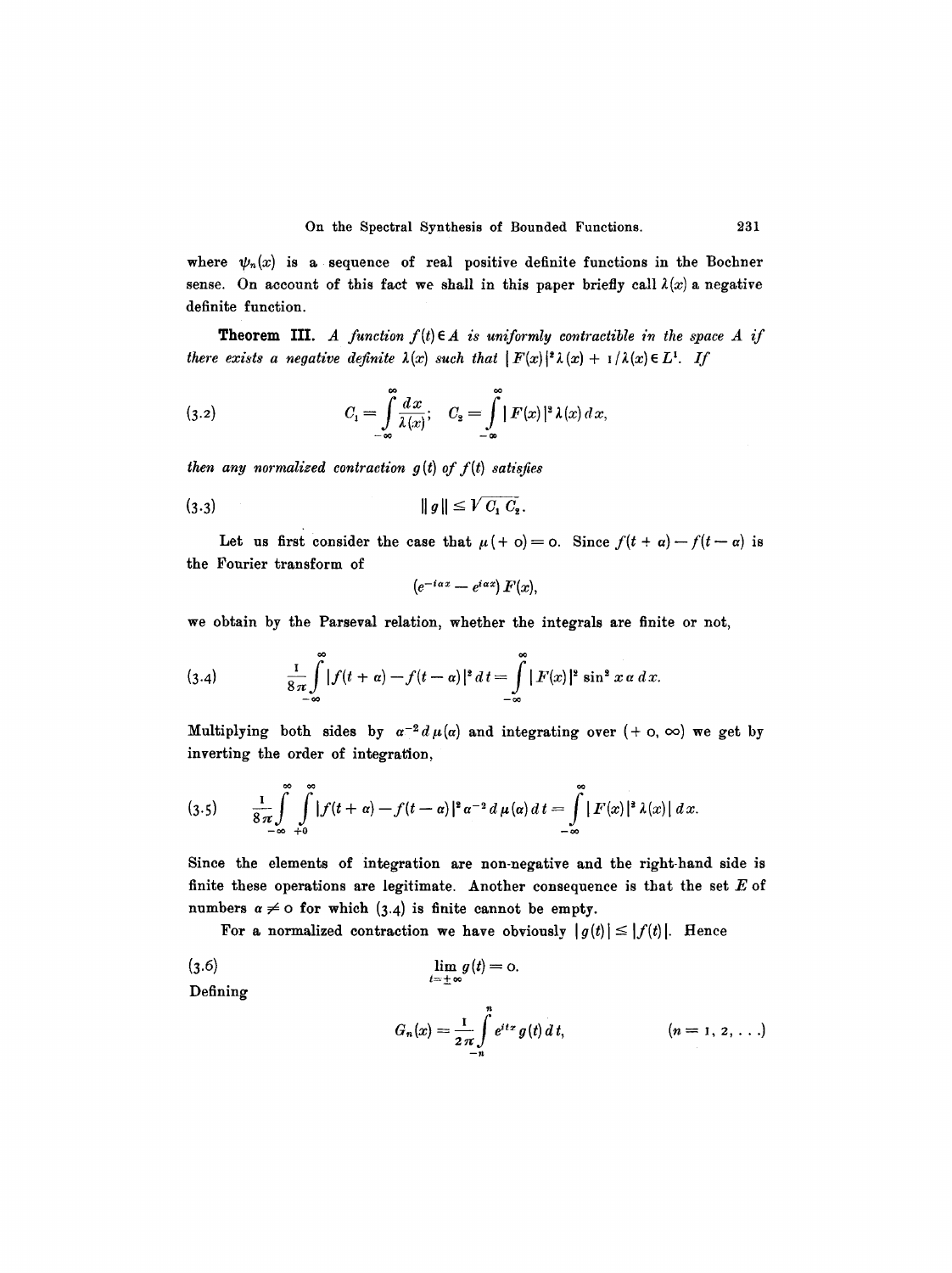where $\psi_n(x)$ is a sequence of real positive definite functions in the Bochner sense. On account of this fact we shall in this paper briefly call $\lambda(x)$ a negative definite function.

**Theorem III.** *A function $f(t) \in A$ is uniformly contractible in the space $A$ if there exists a negative definite $\lambda(x)$ such that $|F(x)|^2 \lambda(x) + 1/\lambda(x) \in L^1$. If*

$$C_1 = \int_{-\infty}^{\infty} \frac{dx}{\lambda(x)}; \quad C_2 = \int_{-\infty}^{\infty} |F(x)|^2 \lambda(x)\, dx, \tag{3.2}$$

*then any normalized contraction $g(t)$ of $f(t)$ satisfies*

$$\|g\| \leq \sqrt{C_1 C_2}. \tag{3.3}$$

Let us first consider the case that $\mu(+0) = 0$. Since $f(t+a) - f(t-a)$ is the Fourier transform of

$$(e^{-iax} - e^{iax})\, F(x),$$

we obtain by the Parseval relation, whether the integrals are finite or not,

$$\frac{1}{8\pi} \int_{-\infty}^{\infty} |f(t+a) - f(t-a)|^2\, dt = \int_{-\infty}^{\infty} |F(x)|^2 \sin^2 x a\, dx. \tag{3.4}$$

Multiplying both sides by $a^{-2} d\mu(a)$ and integrating over $(+0, \infty)$ we get by inverting the order of integration,

$$\frac{1}{8\pi} \int_{-\infty}^{\infty} \int_{+0}^{\infty} |f(t+a) - f(t-a)|^2 a^{-2}\, d\mu(a)\, dt = \int_{-\infty}^{\infty} |F(x)|^2 \lambda(x)|\, dx. \tag{3.5}$$

Since the elements of integration are non-negative and the right-hand side is finite these operations are legitimate. Another consequence is that the set $E$ of numbers $a \neq 0$ for which (3.4) is finite cannot be empty.

For a normalized contraction we have obviously $|g(t)| \leq |f(t)|$. Hence

$$\lim_{t = \pm\infty} g(t) = 0. \tag{3.6}$$

Defining

$$G_n(x) = \frac{1}{2\pi} \int_{-n}^{n} e^{itx} g(t)\, dt, \qquad (n = 1, 2, \ldots)$$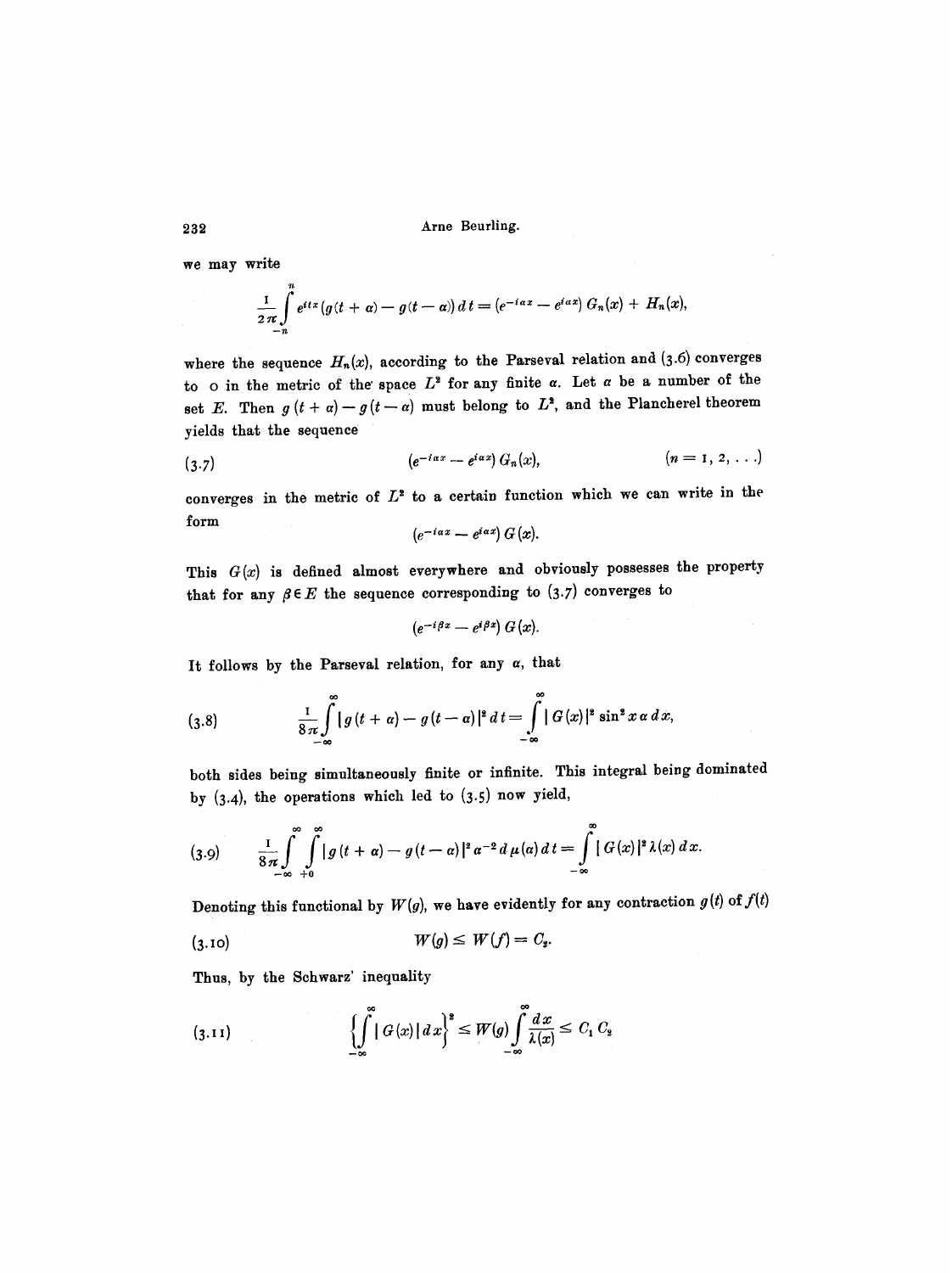we may write

$$\frac{1}{2\pi}\int_{-n}^{n} e^{itx}(g(t+\alpha)-g(t-\alpha))\,dt = (e^{-i\alpha x}-e^{i\alpha x})\,G_n(x) + H_n(x),$$

where the sequence $H_n(x)$, according to the Parseval relation and (3.6) converges to 0 in the metric of the space $L^2$ for any finite $\alpha$. Let $\alpha$ be a number of the set $E$. Then $g(t+\alpha)-g(t-\alpha)$ must belong to $L^2$, and the Plancherel theorem yields that the sequence

$$(3.7)\qquad (e^{-i\alpha x}-e^{i\alpha x})\,G_n(x), \qquad (n=1,2,\ldots)$$

converges in the metric of $L^2$ to a certain function which we can write in the form

$$(e^{-i\alpha x}-e^{i\alpha x})\,G(x).$$

This $G(x)$ is defined almost everywhere and obviously possesses the property that for any $\beta \in E$ the sequence corresponding to (3.7) converges to

$$(e^{-i\beta x}-e^{i\beta x})\,G(x).$$

It follows by the Parseval relation, for any $\alpha$, that

$$(3.8)\qquad \frac{1}{8\pi}\int_{-\infty}^{\infty}|g(t+\alpha)-g(t-\alpha)|^2\,dt = \int_{-\infty}^{\infty}|G(x)|^2\sin^2 x\alpha\,dx,$$

both sides being simultaneously finite or infinite. This integral being dominated by (3.4), the operations which led to (3.5) now yield,

$$(3.9)\qquad \frac{1}{8\pi}\int_{-\infty}^{\infty}\int_{+0}^{\infty}|g(t+\alpha)-g(t-\alpha)|^2\alpha^{-2}\,d\mu(\alpha)\,dt = \int_{-\infty}^{\infty}|G(x)|^2\lambda(x)\,dx.$$

Denoting this functional by $W(g)$, we have evidently for any contraction $g(t)$ of $f(t)$

$$(3.10)\qquad W(g) \le W(f) = C_2.$$

Thus, by the Schwarz' inequality

$$(3.11)\qquad \left\{\int_{-\infty}^{\infty}|G(x)|\,dx\right\}^2 \le W(g)\int_{-\infty}^{\infty}\frac{dx}{\lambda(x)} \le C_1 C_2$$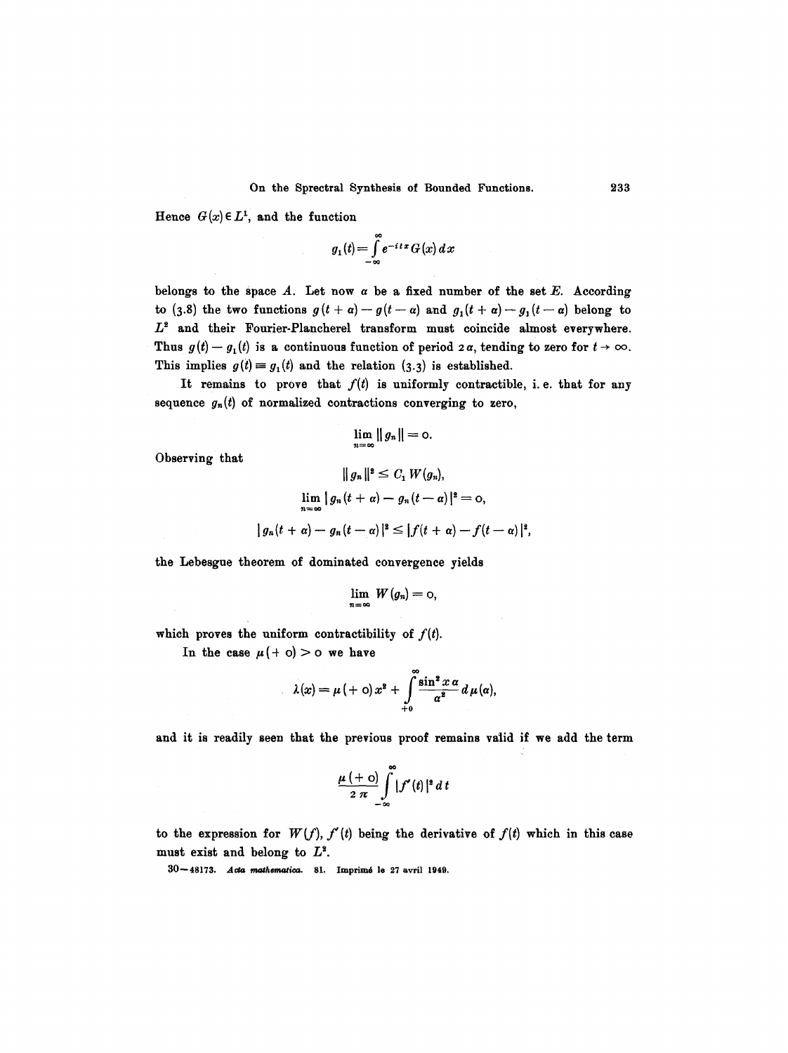Hence $G(x) \in L^1$, and the function

$$g_1(t) = \int_{-\infty}^{\infty} e^{-itx} G(x)\, dx$$

belongs to the space $A$. Let now $\alpha$ be a fixed number of the set $E$. According to (3.8) the two functions $g(t+\alpha) - g(t-\alpha)$ and $g_1(t+\alpha) - g_1(t-\alpha)$ belong to $L^2$ and their Fourier-Plancherel transform must coincide almost everywhere. Thus $g(t) - g_1(t)$ is a continuous function of period $2\alpha$, tending to zero for $t \to \infty$. This implies $g(t) \equiv g_1(t)$ and the relation (3.3) is established.

It remains to prove that $f(t)$ is uniformly contractible, i. e. that for any sequence $g_n(t)$ of normalized contractions converging to zero,

$$\lim_{n=\infty} \| g_n \| = 0.$$

Observing that

$$\| g_n \|^2 \leq C_1 W(g_n),$$

$$\lim_{n=\infty} | g_n(t+\alpha) - g_n(t-\alpha) |^2 = 0,$$

$$| g_n(t+\alpha) - g_n(t-\alpha) |^2 \leq | f(t+\alpha) - f(t-\alpha) |^2,$$

the Lebesgue theorem of dominated convergence yields

$$\lim_{n=\infty} W(g_n) = 0,$$

which proves the uniform contractibility of $f(t)$.

In the case $\mu(+0) > 0$ we have

$$\lambda(x) = \mu(+0) x^2 + \int_{+0}^{\infty} \frac{\sin^2 x\alpha}{\alpha^2} d\mu(\alpha),$$

and it is readily seen that the previous proof remains valid if we add the term

$$\frac{\mu(+0)}{2\pi} \int_{-\infty}^{\infty} | f'(t) |^2 dt$$

to the expression for $W(f)$, $f'(t)$ being the derivative of $f(t)$ which in this case must exist and belong to $L^2$.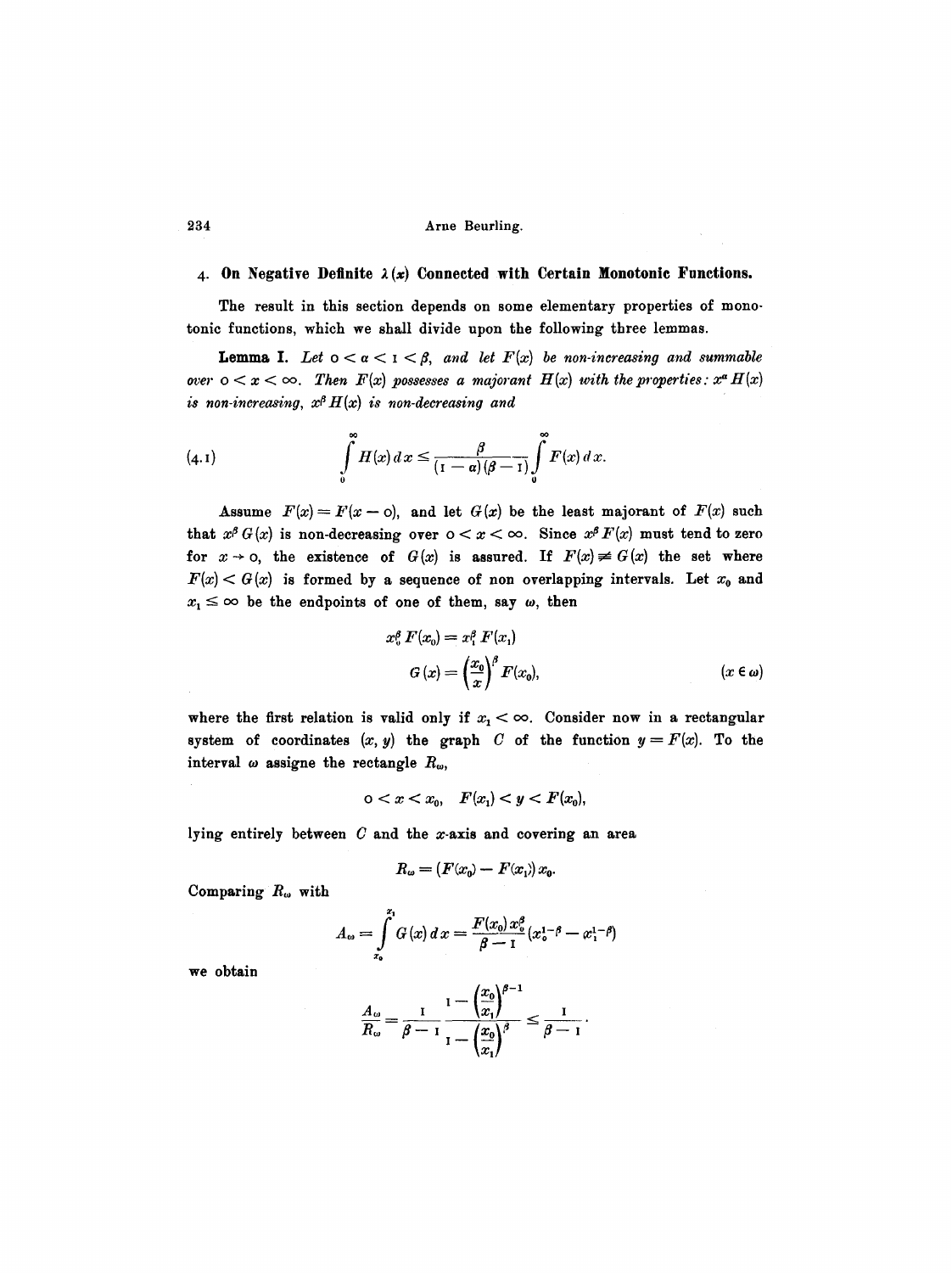## 4. On Negative Definite $\lambda(x)$ Connected with Certain Monotonic Functions.

The result in this section depends on some elementary properties of monotonic functions, which we shall divide upon the following three lemmas.

**Lemma I.** *Let $0 < \alpha < 1 < \beta$, and let $F(x)$ be non-increasing and summable over $0 < x < \infty$. Then $F(x)$ possesses a majorant $H(x)$ with the properties: $x^{\alpha} H(x)$ is non-increasing, $x^{\beta} H(x)$ is non-decreasing and*

$$\int_0^\infty H(x)\,dx \le \frac{\beta}{(1-\alpha)(\beta-1)} \int_0^\infty F(x)\,dx. \tag{4.1}$$

Assume $F(x) = F(x - 0)$, and let $G(x)$ be the least majorant of $F(x)$ such that $x^{\beta} G(x)$ is non-decreasing over $0 < x < \infty$. Since $x^{\beta} F(x)$ must tend to zero for $x \to 0$, the existence of $G(x)$ is assured. If $F(x) \not\equiv G(x)$ the set where $F(x) < G(x)$ is formed by a sequence of non overlapping intervals. Let $x_0$ and $x_1 \le \infty$ be the endpoints of one of them, say $\omega$, then

$$x_0^{\beta} F(x_0) = x_1^{\beta} F(x_1)$$

$$G(x) = \left(\frac{x_0}{x}\right)^{\beta} F(x_0), \qquad (x \in \omega)$$

where the first relation is valid only if $x_1 < \infty$. Consider now in a rectangular system of coordinates $(x, y)$ the graph $C$ of the function $y = F(x)$. To the interval $\omega$ assigne the rectangle $R_\omega$,

$$0 < x < x_0, \quad F(x_1) < y < F(x_0),$$

lying entirely between $C$ and the $x$-axis and covering an area

$$R_\omega = (F(x_0) - F(x_1))\,x_0.$$

Comparing $R_\omega$ with

$$A_\omega = \int_{x_0}^{x_1} G(x)\,dx = \frac{F(x_0)\,x_0^{\beta}}{\beta - 1}\left(x_0^{1-\beta} - x_1^{1-\beta}\right)$$

we obtain

$$\frac{A_\omega}{R_\omega} = \frac{1}{\beta - 1} \, \frac{1 - \left(\dfrac{x_0}{x_1}\right)^{\beta - 1}}{1 - \left(\dfrac{x_0}{x_1}\right)^{\beta}} \le \frac{1}{\beta - 1}.$$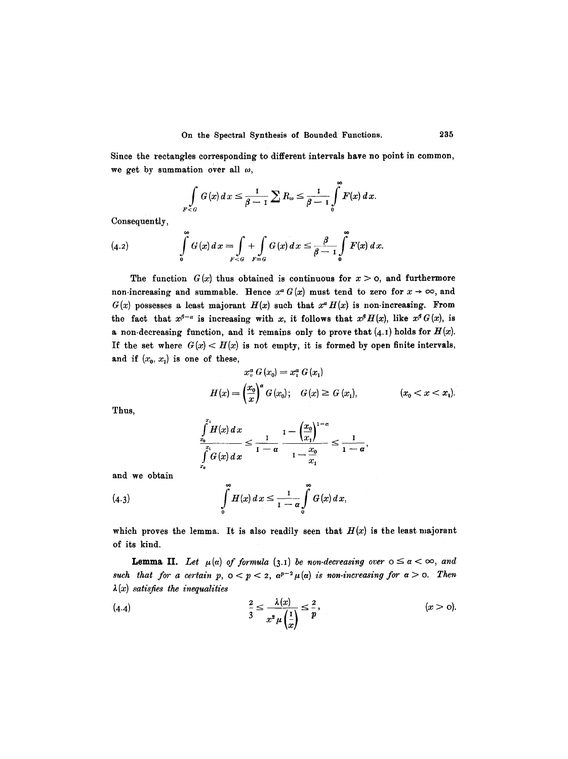Since the rectangles corresponding to different intervals have no point in common, we get by summation over all $\omega$,

$$\int_{F<G} G(x)\,dx \leq \frac{1}{\beta - 1}\sum R_\omega \leq \frac{1}{\beta - 1}\int_0^\infty F(x)\,dx.$$

Consequently,

$$\int_0^\infty G(x)\,dx = \int_{F<G} + \int_{F=G} G(x)\,dx \leq \frac{\beta}{\beta - 1}\int_0^\infty F(x)\,dx. \tag{4.2}$$

The function $G(x)$ thus obtained is continuous for $x > 0$, and furthermore non-increasing and summable. Hence $x^\alpha G(x)$ must tend to zero for $x \to \infty$, and $G(x)$ possesses a least majorant $H(x)$ such that $x^\alpha H(x)$ is non-increasing. From the fact that $x^{\beta-\alpha}$ is increasing with $x$, it follows that $x^\beta H(x)$, like $x^\beta G(x)$, is a non-decreasing function, and it remains only to prove that (4.1) holds for $H(x)$. If the set where $G(x) < H(x)$ is not empty, it is formed by open finite intervals, and if $(x_0, x_1)$ is one of these,

$$x_0^\alpha G(x_0) = x_1^\alpha G(x_1)$$

$$H(x) = \left(\frac{x_0}{x}\right)^\alpha G(x_0); \quad G(x) \geq G(x_1), \qquad (x_0 < x < x_1).$$

Thus,

$$\frac{\int_{x_0}^{x_1} H(x)\,dx}{\int_{x_0}^{x_1} G(x)\,dx} \leq \frac{1}{1-\alpha}\,\frac{1 - \left(\frac{x_0}{x_1}\right)^{1-\alpha}}{1 - \frac{x_0}{x_1}} \leq \frac{1}{1-\alpha},$$

and we obtain

$$\int_0^\infty H(x)\,dx \leq \frac{1}{1-\alpha}\int_0^\infty G(x)\,dx, \tag{4.3}$$

which proves the lemma. It is also readily seen that $H(x)$ is the least majorant of its kind.

**Lemma II.** *Let $\mu(\alpha)$ of formula (3.1) be non-decreasing over $0 \leq \alpha < \infty$, and such that for a certain $p$, $0 < p < 2$, $\alpha^{p-2}\mu(\alpha)$ is non-increasing for $\alpha > 0$. Then $\lambda(x)$ satisfies the inequalities*

$$\frac{2}{3} \leq \frac{\lambda(x)}{x^2 \mu\left(\frac{1}{x}\right)} \leq \frac{2}{p}, \qquad (x > 0). \tag{4.4}$$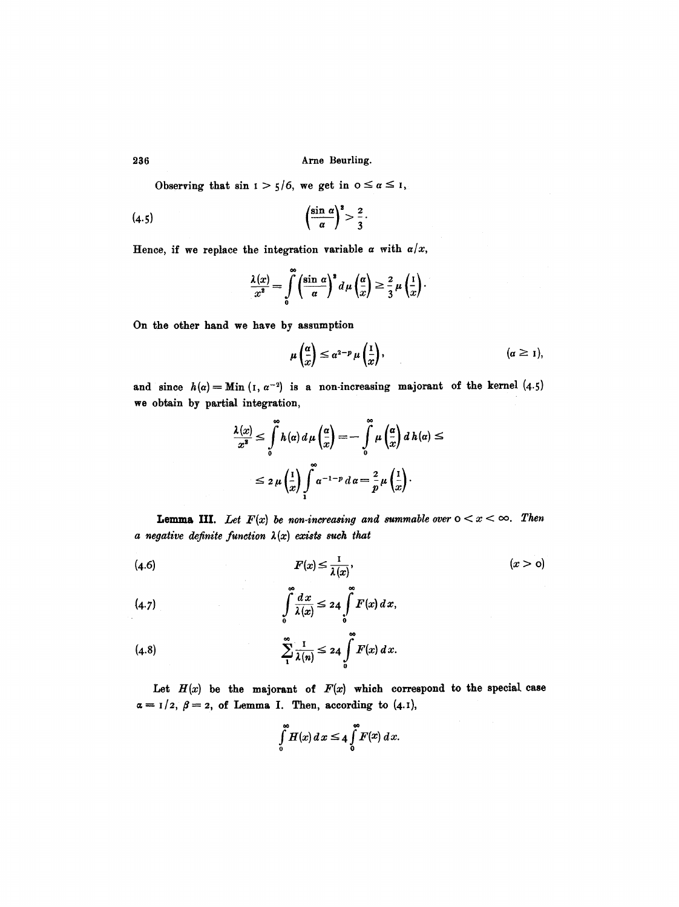Observing that $\sin 1 > 5/6$, we get in $0 \leq \alpha \leq 1$,

$$\left(\frac{\sin \alpha}{\alpha}\right)^2 > \frac{2}{3}. \tag{4.5}$$

Hence, if we replace the integration variable $\alpha$ with $\alpha/x$,

$$\frac{\lambda(x)}{x^2} = \int_0^\infty \left(\frac{\sin \alpha}{\alpha}\right)^2 d\mu\left(\frac{\alpha}{x}\right) \geq \frac{2}{3}\mu\left(\frac{1}{x}\right).$$

On the other hand we have by assumption

$$\mu\left(\frac{\alpha}{x}\right) \leq \alpha^{2-p}\mu\left(\frac{1}{x}\right), \qquad (\alpha \geq 1),$$

and since $h(\alpha) = \text{Min}\,(1, \alpha^{-2})$ is a non-increasing majorant of the kernel (4.5) we obtain by partial integration,

$$\frac{\lambda(x)}{x^2} \leq \int_0^\infty h(\alpha)\, d\mu\left(\frac{\alpha}{x}\right) = -\int_0^\infty \mu\left(\frac{\alpha}{x}\right) dh(\alpha) \leq$$

$$\leq 2\mu\left(\frac{1}{x}\right)\int_1^\infty \alpha^{-1-p}\, d\alpha = \frac{2}{p}\mu\left(\frac{1}{x}\right).$$

**Lemma III.** *Let $F(x)$ be non-increasing and summable over $0 < x < \infty$. Then a negative definite function $\lambda(x)$ exists such that*

$$F(x) \leq \frac{1}{\lambda(x)}, \qquad (x > 0) \tag{4.6}$$

$$\int_0^\infty \frac{dx}{\lambda(x)} \leq 24\int_0^\infty F(x)\, dx, \tag{4.7}$$

$$\sum_1^\infty \frac{1}{\lambda(n)} \leq 24\int_0^\infty F(x)\, dx. \tag{4.8}$$

Let $H(x)$ be the majorant of $F(x)$ which correspond to the special case $\alpha = 1/2$, $\beta = 2$, of Lemma I. Then, according to (4.1),

$$\int_0^\infty H(x)\, dx \leq 4\int_0^\infty F(x)\, dx.$$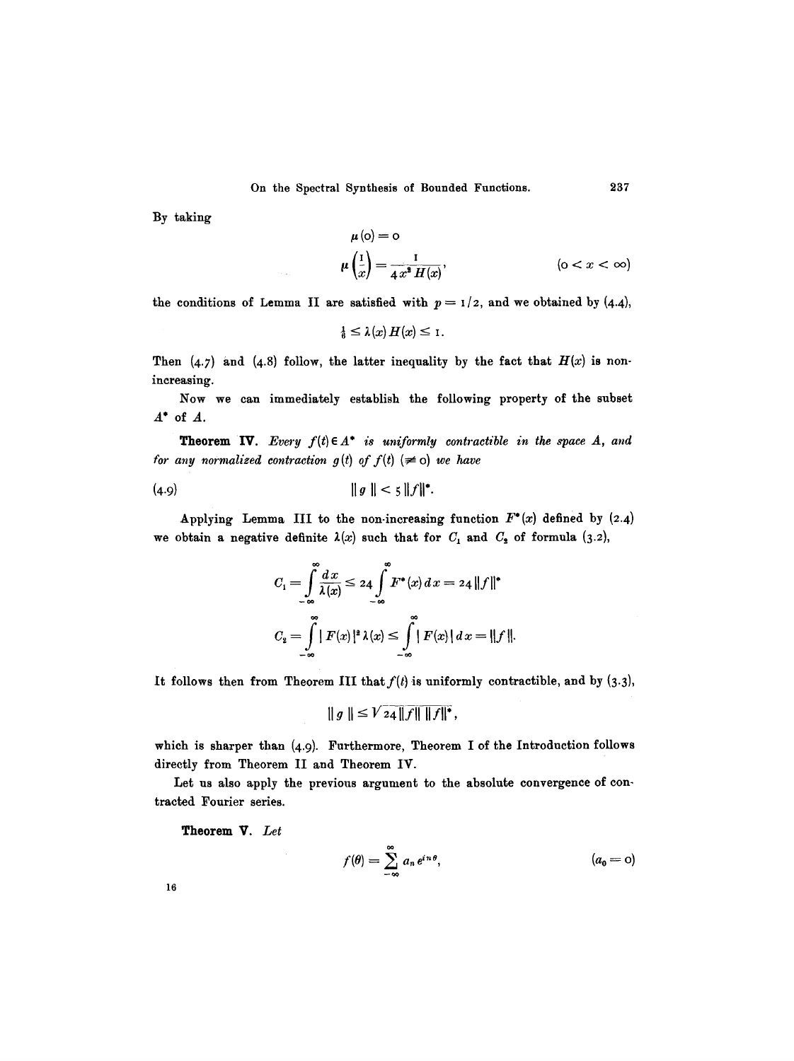By taking

$$\mu(0) = 0$$

$$\mu\left(\frac{1}{x}\right) = \frac{1}{4x^2 H(x)}, \qquad (0 < x < \infty)$$

the conditions of Lemma II are satisfied with $p = 1/2$, and we obtained by (4.4),

$$\tfrac{1}{6} \leq \lambda(x) H(x) \leq 1.$$

Then (4.7) and (4.8) follow, the latter inequality by the fact that $H(x)$ is non-increasing.

Now we can immediately establish the following property of the subset $A^*$ of $A$.

**Theorem IV.** *Every $f(t) \in A^*$ is uniformly contractible in the space $A$, and for any normalized contraction $g(t)$ of $f(t)$ ($\not\equiv 0$) we have*

$$\| g \| < 5 \| f \|^*. \tag{4.9}$$

Applying Lemma III to the non-increasing function $F^*(x)$ defined by (2.4) we obtain a negative definite $\lambda(x)$ such that for $C_1$ and $C_2$ of formula (3.2),

$$C_1 = \int_{-\infty}^{\infty} \frac{dx}{\lambda(x)} \leq 24 \int_{-\infty}^{\infty} F^*(x)\, dx = 24 \| f \|^*$$

$$C_2 = \int_{-\infty}^{\infty} | F(x) |^2 \lambda(x) \leq \int_{-\infty}^{\infty} | F(x) | \, dx = \| f \|.$$

It follows then from Theorem III that $f(t)$ is uniformly contractible, and by (3.3),

$$\| g \| \leq \sqrt{24 \| f \| \, \| f \|^*},$$

which is sharper than (4.9). Furthermore, Theorem I of the Introduction follows directly from Theorem II and Theorem IV.

Let us also apply the previous argument to the absolute convergence of contracted Fourier series.

**Theorem V.** *Let*

$$f(\theta) = \sum_{-\infty}^{\infty} a_n e^{in\theta}, \qquad (a_0 = 0)$$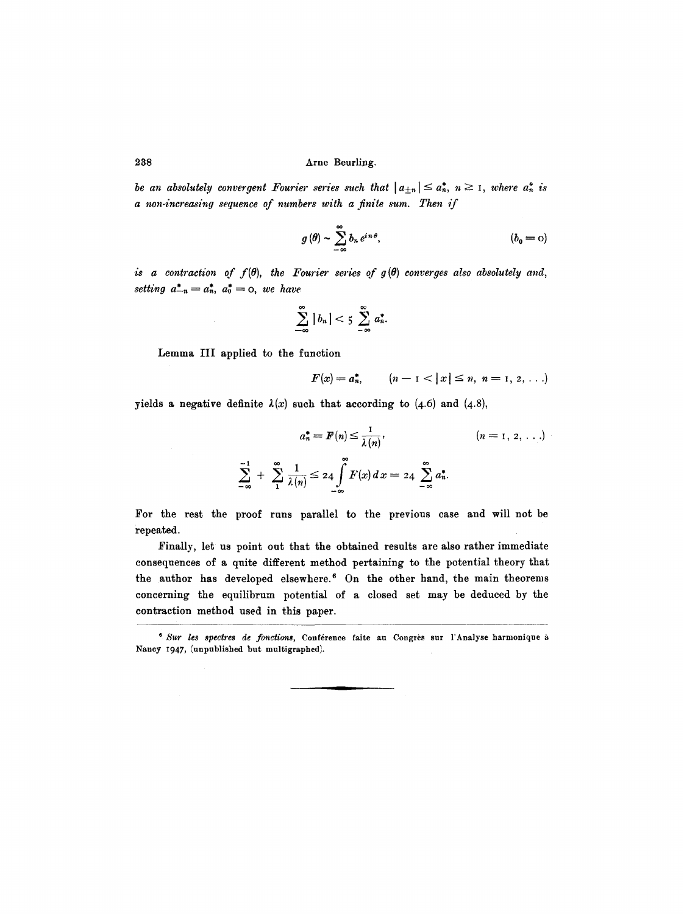*be an absolutely convergent Fourier series such that* $|a_{\pm n}| \leq a_n^*$, $n \geq 1$, *where* $a_n^*$ *is a non-increasing sequence of numbers with a finite sum. Then if*

$$g(\theta) \sim \sum_{-\infty}^{\infty} b_n e^{in\theta}, \qquad (b_0 = 0)$$

*is a contraction of* $f(\theta)$, *the Fourier series of* $g(\theta)$ *converges also absolutely and, setting* $a_{-n}^* = a_n^*$, $a_0^* = 0$, *we have*

$$\sum_{-\infty}^{\infty} |b_n| < 5 \sum_{-\infty}^{\infty} a_n^*.$$

Lemma III applied to the function

$$F(x) = a_n^*, \qquad (n - 1 < |x| \leq n,\ n = 1, 2, \ldots)$$

yields a negative definite $\lambda(x)$ such that according to (4.6) and (4.8),

$$a_n^* = F(n) \leq \frac{1}{\lambda(n)}, \qquad (n = 1, 2, \ldots)$$

$$\sum_{-\infty}^{-1} + \sum_{1}^{\infty} \frac{1}{\lambda(n)} \leq 24 \int_{-\infty}^{\infty} F(x)\, dx = 24 \sum_{-\infty}^{\infty} a_n^*.$$

For the rest the proof runs parallel to the previous case and will not be repeated.

Finally, let us point out that the obtained results are also rather immediate consequences of a quite different method pertaining to the potential theory that the author has developed elsewhere.[6] On the other hand, the main theorems concerning the equilibrum potential of a closed set may be deduced by the contraction method used in this paper.

---

[6] *Sur les spectres de fonctions*, Conférence faite au Congrès sur l'Analyse harmonique à Nancy 1947, (unpublished but multigraphed).